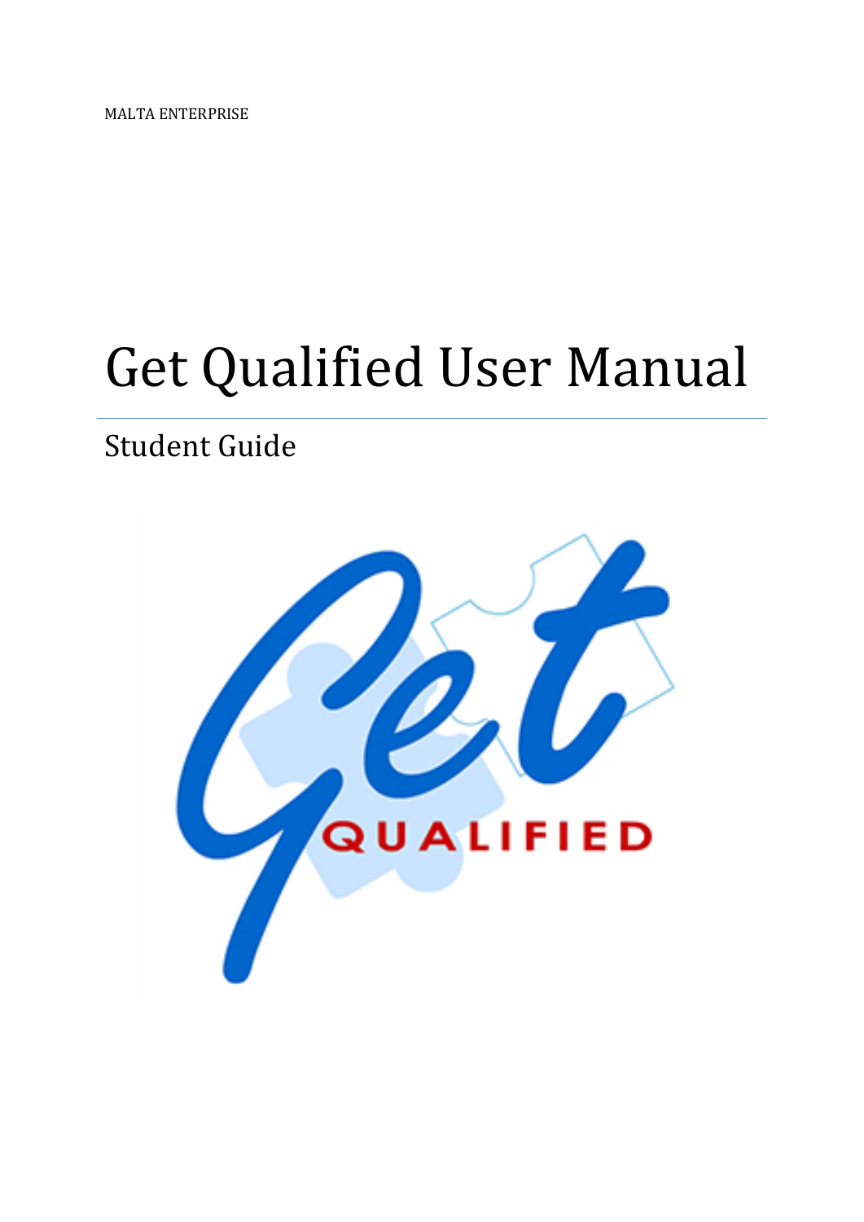MALTA ENTERPRISE

# Get Qualified User Manual

## Student Guide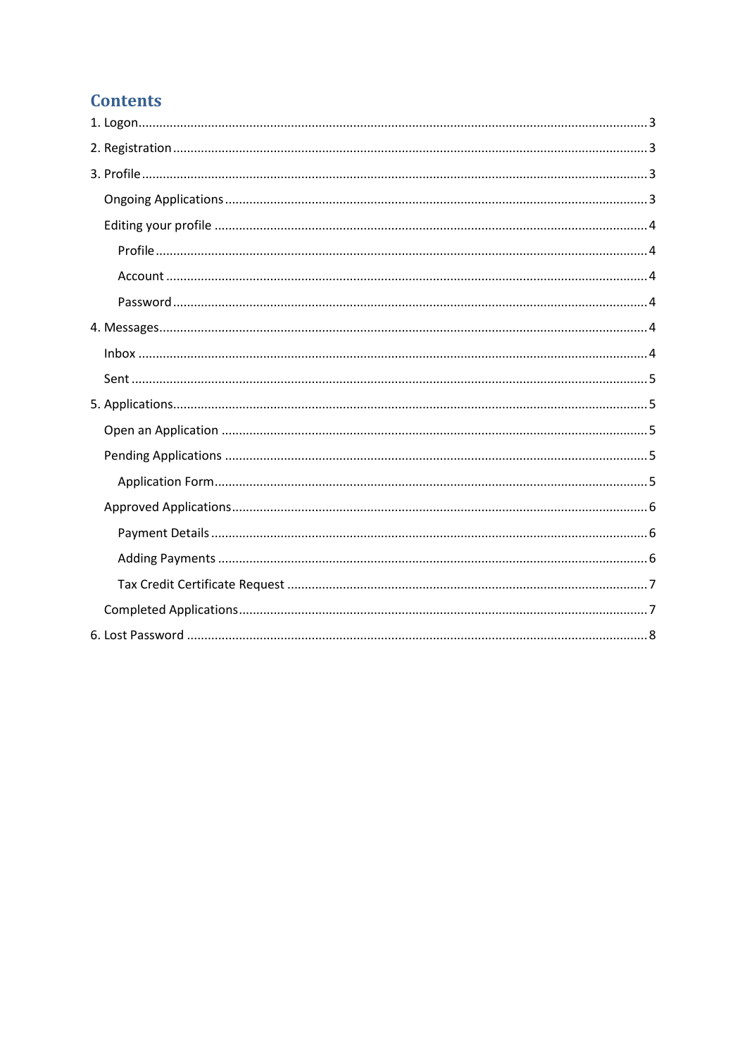# Contents

1. Logon ........ 3
2. Registration ........ 3
3. Profile ........ 3
   - Ongoing Applications ........ 3
   - Editing your profile ........ 4
     - Profile ........ 4
     - Account ........ 4
     - Password ........ 4
4. Messages ........ 4
   - Inbox ........ 4
   - Sent ........ 5
5. Applications ........ 5
   - Open an Application ........ 5
   - Pending Applications ........ 5
     - Application Form ........ 5
   - Approved Applications ........ 6
     - Payment Details ........ 6
     - Adding Payments ........ 6
     - Tax Credit Certificate Request ........ 7
   - Completed Applications ........ 7
6. Lost Password ........ 8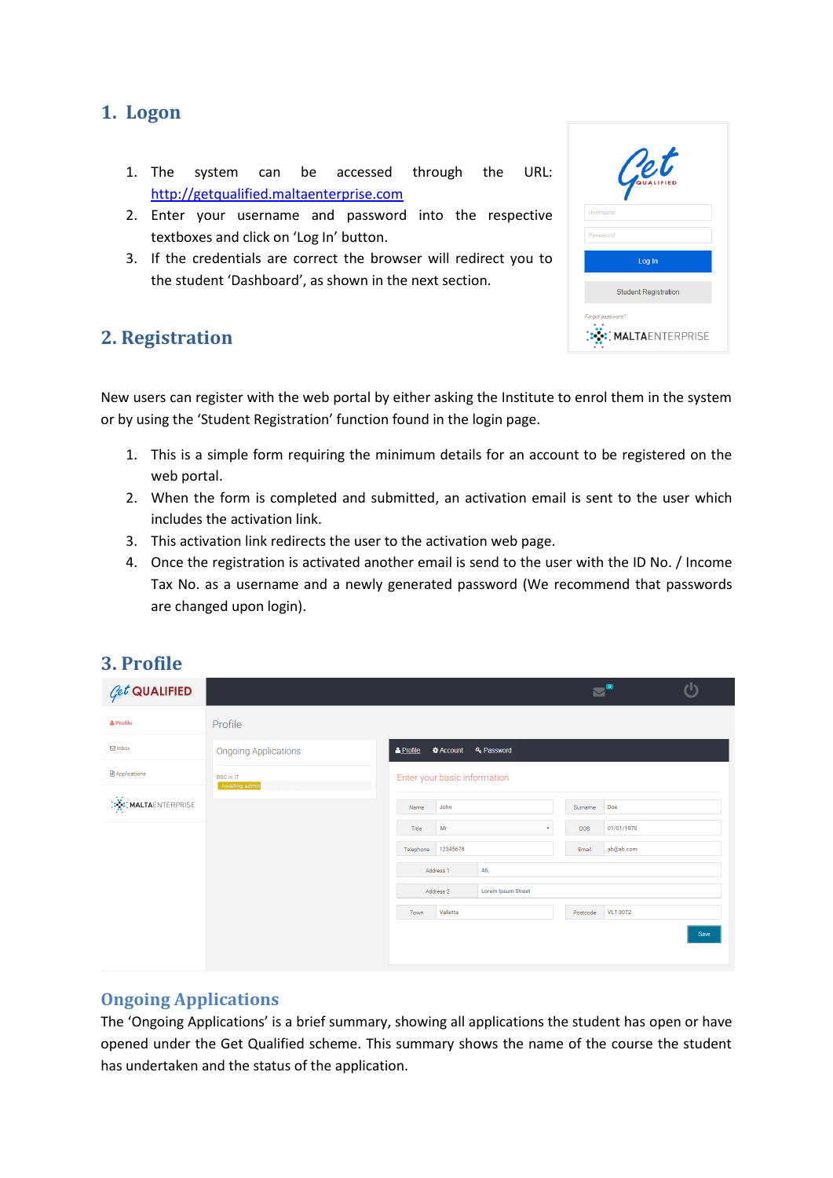## 1. Logon

1. The system can be accessed through the URL: http://getqualified.maltaenterprise.com
2. Enter your username and password into the respective textboxes and click on 'Log In' button.
3. If the credentials are correct the browser will redirect you to the student 'Dashboard', as shown in the next section.

## 2. Registration

New users can register with the web portal by either asking the Institute to enrol them in the system or by using the 'Student Registration' function found in the login page.

1. This is a simple form requiring the minimum details for an account to be registered on the web portal.
2. When the form is completed and submitted, an activation email is sent to the user which includes the activation link.
3. This activation link redirects the user to the activation web page.
4. Once the registration is activated another email is send to the user with the ID No. / Income Tax No. as a username and a newly generated password (We recommend that passwords are changed upon login).

## 3. Profile

### Ongoing Applications

The 'Ongoing Applications' is a brief summary, showing all applications the student has open or have opened under the Get Qualified scheme. This summary shows the name of the course the student has undertaken and the status of the application.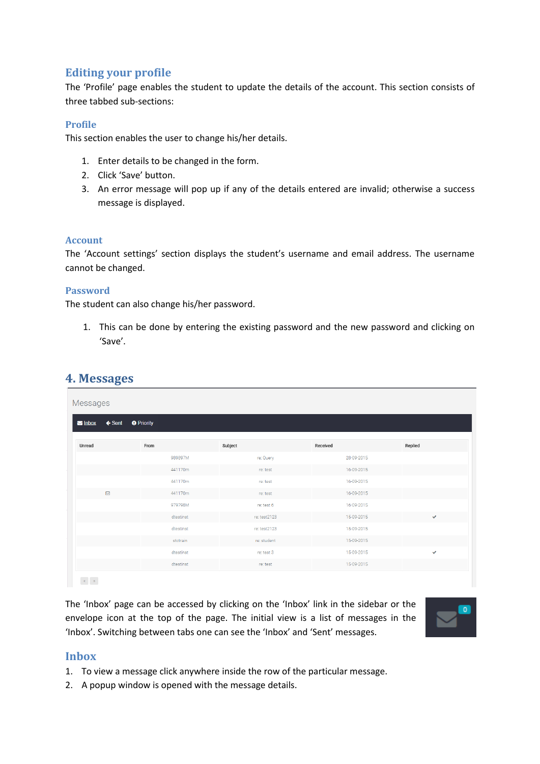## Editing your profile

The 'Profile' page enables the student to update the details of the account. This section consists of three tabbed sub-sections:

### Profile

This section enables the user to change his/her details.

1. Enter details to be changed in the form.
2. Click 'Save' button.
3. An error message will pop up if any of the details entered are invalid; otherwise a success message is displayed.

### Account

The 'Account settings' section displays the student's username and email address. The username cannot be changed.

### Password

The student can also change his/her password.

1. This can be done by entering the existing password and the new password and clicking on 'Save'.

# 4. Messages

Messages

Inbox | Sent | Priority

| Unread | From | Subject | Received | Replied |
|---|---|---|---|---|
| | 989897M | re: Query | 28-09-2015 | |
| | 441170m | re: test | 16-09-2015 | |
| | 441170m | re: test | 16-09-2015 | |
| ✉ | 441170m | re: test | 16-09-2015 | |
| | 979798M | re: test 6 | 16-09-2015 | |
| | dtestinst | re: test2123 | 15-09-2015 | ✔ |
| | dtestinst | re: test2123 | 15-09-2015 | |
| | stctrain | re: student | 15-09-2015 | |
| | dtestinst | re: test 3 | 15-09-2015 | ✔ |
| | dtestinst | re: test | 15-09-2015 | |

The 'Inbox' page can be accessed by clicking on the 'Inbox' link in the sidebar or the envelope icon at the top of the page. The initial view is a list of messages in the 'Inbox'. Switching between tabs one can see the 'Inbox' and 'Sent' messages.

### Inbox

1. To view a message click anywhere inside the row of the particular message.
2. A popup window is opened with the message details.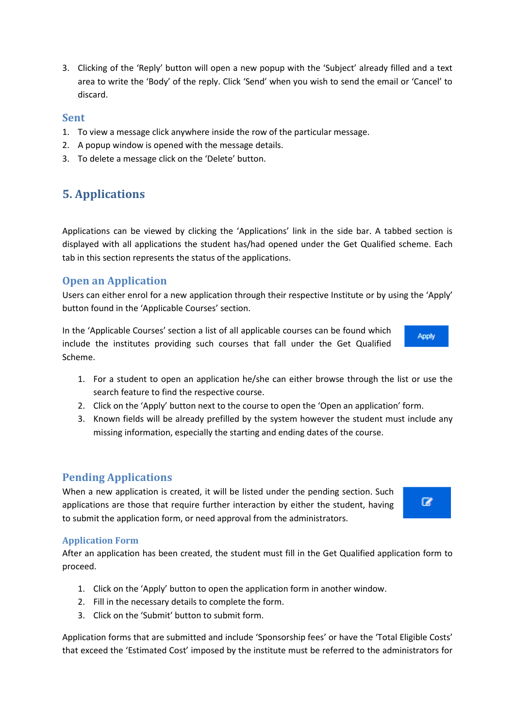3. Clicking of the 'Reply' button will open a new popup with the 'Subject' already filled and a text area to write the 'Body' of the reply. Click 'Send' when you wish to send the email or 'Cancel' to discard.

### Sent

1. To view a message click anywhere inside the row of the particular message.
2. A popup window is opened with the message details.
3. To delete a message click on the 'Delete' button.

## 5. Applications

Applications can be viewed by clicking the 'Applications' link in the side bar. A tabbed section is displayed with all applications the student has/had opened under the Get Qualified scheme. Each tab in this section represents the status of the applications.

### Open an Application

Users can either enrol for a new application through their respective Institute or by using the 'Apply' button found in the 'Applicable Courses' section.

In the 'Applicable Courses' section a list of all applicable courses can be found which include the institutes providing such courses that fall under the Get Qualified Scheme.

Apply

1. For a student to open an application he/she can either browse through the list or use the search feature to find the respective course.
2. Click on the 'Apply' button next to the course to open the 'Open an application' form.
3. Known fields will be already prefilled by the system however the student must include any missing information, especially the starting and ending dates of the course.

### Pending Applications

When a new application is created, it will be listed under the pending section. Such applications are those that require further interaction by either the student, having to submit the application form, or need approval from the administrators.

#### Application Form

After an application has been created, the student must fill in the Get Qualified application form to proceed.

1. Click on the 'Apply' button to open the application form in another window.
2. Fill in the necessary details to complete the form.
3. Click on the 'Submit' button to submit form.

Application forms that are submitted and include 'Sponsorship fees' or have the 'Total Eligible Costs' that exceed the 'Estimated Cost' imposed by the institute must be referred to the administrators for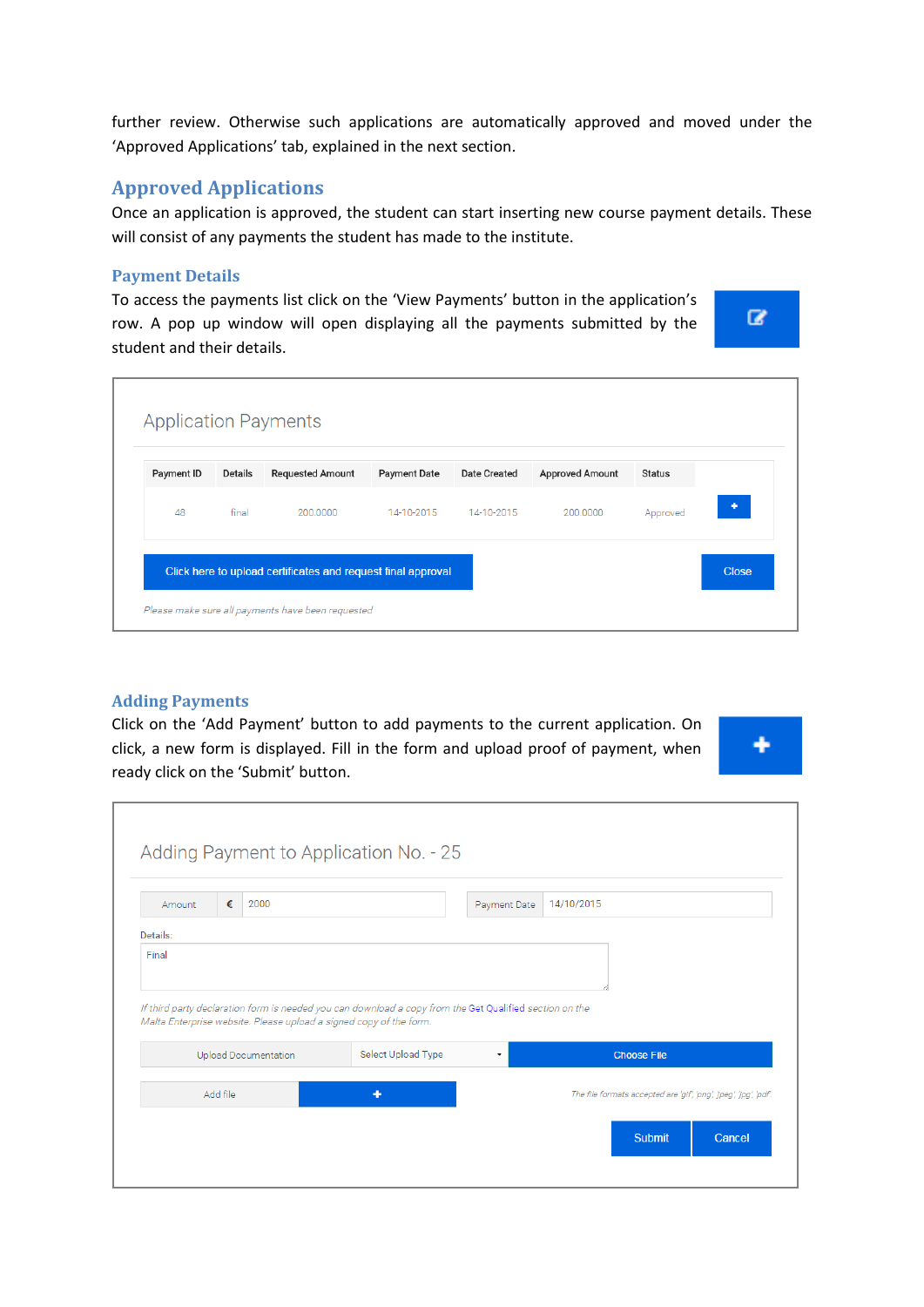further review. Otherwise such applications are automatically approved and moved under the 'Approved Applications' tab, explained in the next section.

## Approved Applications

Once an application is approved, the student can start inserting new course payment details. These will consist of any payments the student has made to the institute.

### Payment Details

To access the payments list click on the 'View Payments' button in the application's row. A pop up window will open displaying all the payments submitted by the student and their details.

Application Payments

| Payment ID | Details | Requested Amount | Payment Date | Date Created | Approved Amount | Status |
|---|---|---|---|---|---|---|
| 48 | final | 200.0000 | 14-10-2015 | 14-10-2015 | 200.0000 | Approved |

Click here to upload certificates and request final approval

Close

*Please make sure all payments have been requested*

### Adding Payments

Click on the 'Add Payment' button to add payments to the current application. On click, a new form is displayed. Fill in the form and upload proof of payment, when ready click on the 'Submit' button.

Adding Payment to Application No. - 25

Amount € 2000

Payment Date 14/10/2015

Details:

Final

*If third party declaration form is needed you can download a copy from the Get Qualified section on the Malta Enterprise website. Please upload a signed copy of the form.*

Upload Documentation | Select Upload Type | Choose File

Add file

*The file formats accepted are 'gif', 'png', 'jpeg', 'jpg', 'pdf'*

Submit | Cancel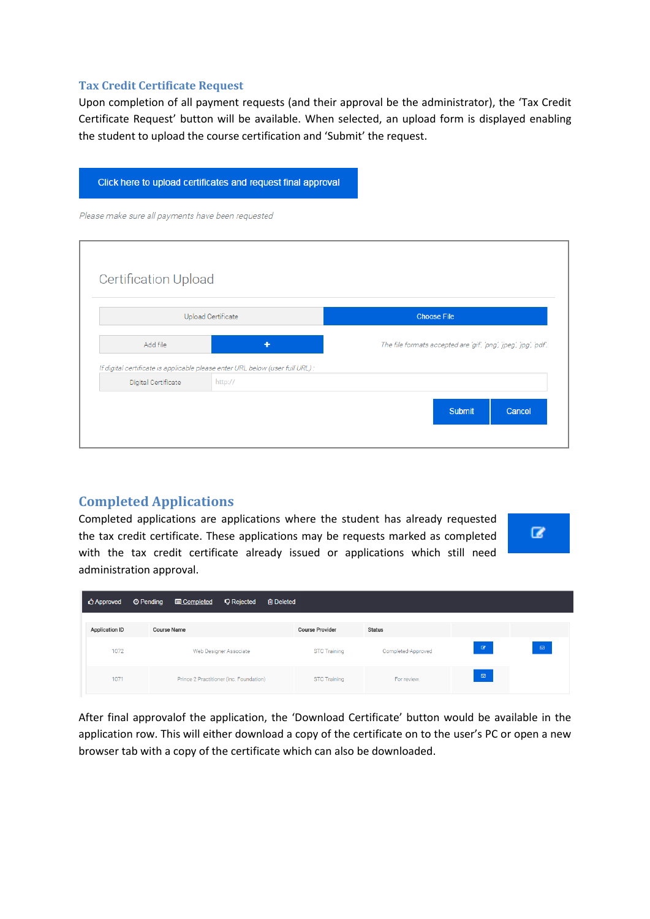### Tax Credit Certificate Request

Upon completion of all payment requests (and their approval be the administrator), the 'Tax Credit Certificate Request' button will be available. When selected, an upload form is displayed enabling the student to upload the course certification and 'Submit' the request.

Click here to upload certificates and request final approval

*Please make sure all payments have been requested*

Certification Upload

Upload Certificate | Choose File

Add file | +

*The file formats accepted are 'gif', 'png', 'jpeg', 'jpg', 'pdf'.*

*If digital certificate is applicable please enter URL below (user full URL) :*

Digital Certificate | http://

Submit | Cancel

### Completed Applications

Completed applications are applications where the student has already requested the tax credit certificate. These applications may be requests marked as completed with the tax credit certificate already issued or applications which still need administration approval.

Approved | Pending | Completed | Rejected | Deleted

| Application ID | Course Name | Course Provider | Status | | |
|---|---|---|---|---|---|
| 1072 | Web Designer Associate | STC Training | Completed-Approved | | |
| 1071 | Prince 2 Practitioner (inc. Foundation) | STC Training | For review | | |

After final approvalof the application, the 'Download Certificate' button would be available in the application row. This will either download a copy of the certificate on to the user's PC or open a new browser tab with a copy of the certificate which can also be downloaded.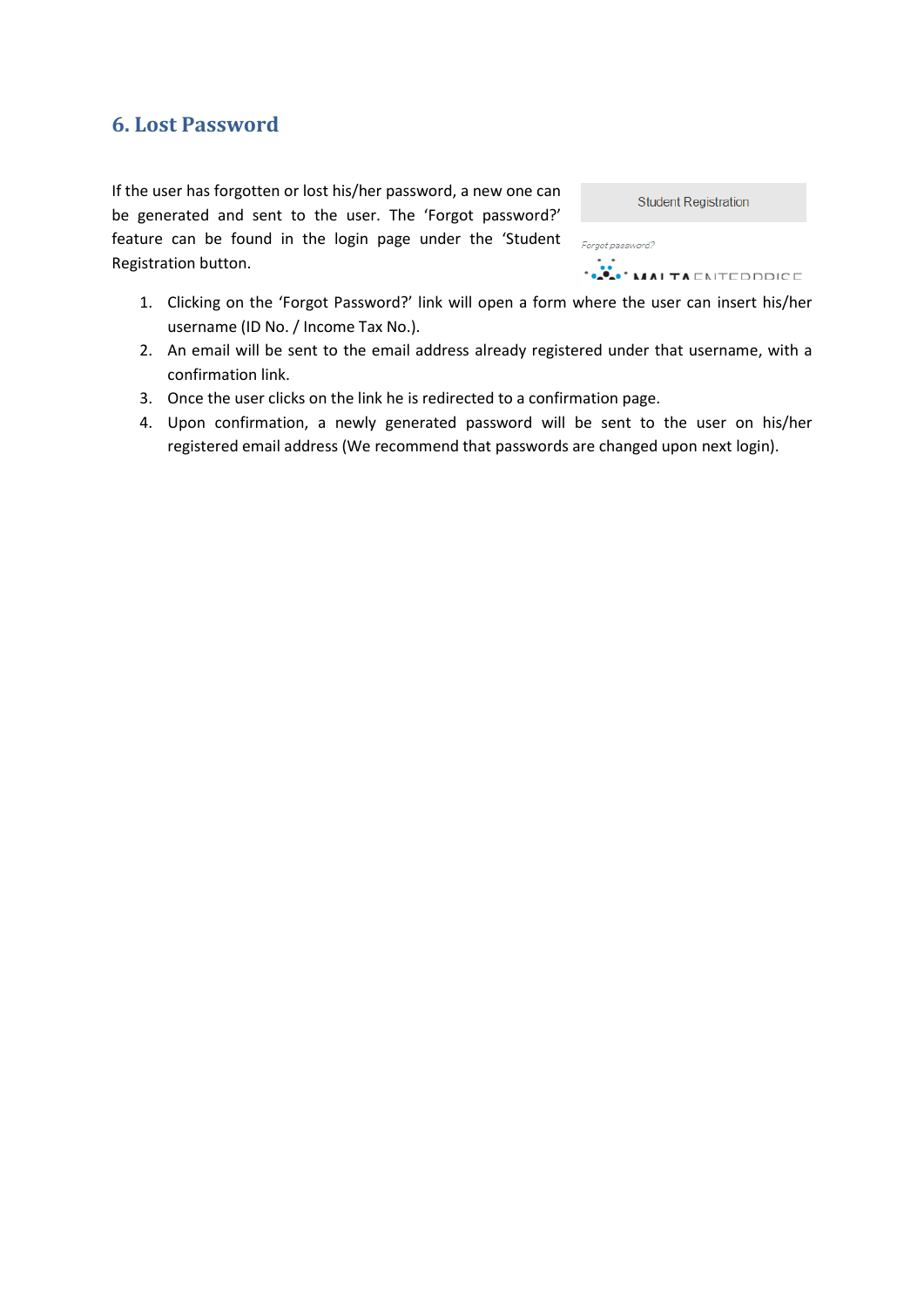## 6. Lost Password

If the user has forgotten or lost his/her password, a new one can be generated and sent to the user. The 'Forgot password?' feature can be found in the login page under the 'Student Registration button.

1. Clicking on the 'Forgot Password?' link will open a form where the user can insert his/her username (ID No. / Income Tax No.).
2. An email will be sent to the email address already registered under that username, with a confirmation link.
3. Once the user clicks on the link he is redirected to a confirmation page.
4. Upon confirmation, a newly generated password will be sent to the user on his/her registered email address (We recommend that passwords are changed upon next login).